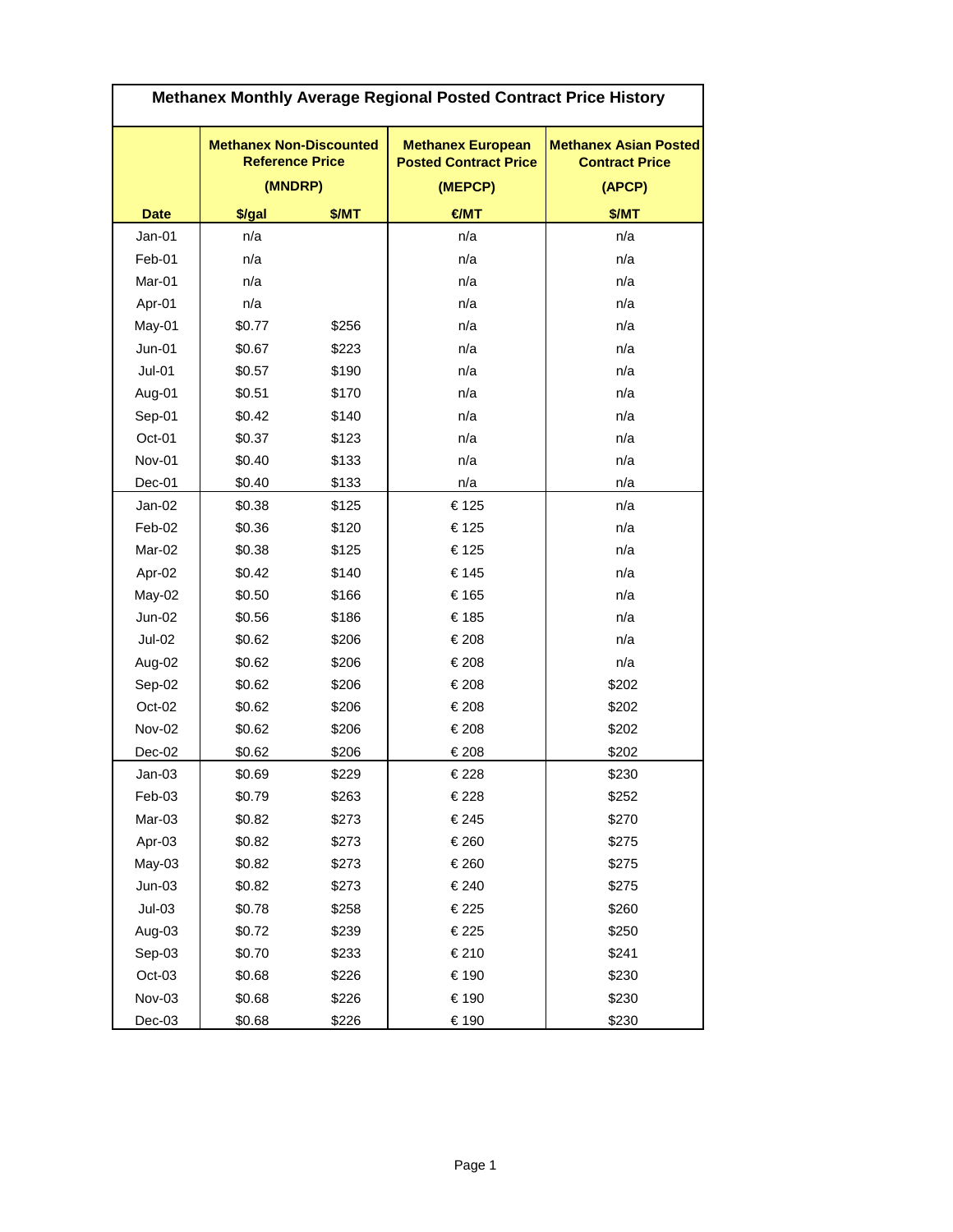# Methanex Monthly Average Regional Posted Contract Price History

| | Methanex Non-Discounted Reference Price (MNDRP) | | Methanex European Posted Contract Price (MEPCP) | Methanex Asian Posted Contract Price (APCP) |
|---|---|---|---|---|
| **Date** | **$/gal** | **$/MT** | **€/MT** | **$/MT** |
| Jan-01 | n/a | | n/a | n/a |
| Feb-01 | n/a | | n/a | n/a |
| Mar-01 | n/a | | n/a | n/a |
| Apr-01 | n/a | | n/a | n/a |
| May-01 | $0.77 | $256 | n/a | n/a |
| Jun-01 | $0.67 | $223 | n/a | n/a |
| Jul-01 | $0.57 | $190 | n/a | n/a |
| Aug-01 | $0.51 | $170 | n/a | n/a |
| Sep-01 | $0.42 | $140 | n/a | n/a |
| Oct-01 | $0.37 | $123 | n/a | n/a |
| Nov-01 | $0.40 | $133 | n/a | n/a |
| Dec-01 | $0.40 | $133 | n/a | n/a |
| Jan-02 | $0.38 | $125 | € 125 | n/a |
| Feb-02 | $0.36 | $120 | € 125 | n/a |
| Mar-02 | $0.38 | $125 | € 125 | n/a |
| Apr-02 | $0.42 | $140 | € 145 | n/a |
| May-02 | $0.50 | $166 | € 165 | n/a |
| Jun-02 | $0.56 | $186 | € 185 | n/a |
| Jul-02 | $0.62 | $206 | € 208 | n/a |
| Aug-02 | $0.62 | $206 | € 208 | n/a |
| Sep-02 | $0.62 | $206 | € 208 | $202 |
| Oct-02 | $0.62 | $206 | € 208 | $202 |
| Nov-02 | $0.62 | $206 | € 208 | $202 |
| Dec-02 | $0.62 | $206 | € 208 | $202 |
| Jan-03 | $0.69 | $229 | € 228 | $230 |
| Feb-03 | $0.79 | $263 | € 228 | $252 |
| Mar-03 | $0.82 | $273 | € 245 | $270 |
| Apr-03 | $0.82 | $273 | € 260 | $275 |
| May-03 | $0.82 | $273 | € 260 | $275 |
| Jun-03 | $0.82 | $273 | € 240 | $275 |
| Jul-03 | $0.78 | $258 | € 225 | $260 |
| Aug-03 | $0.72 | $239 | € 225 | $250 |
| Sep-03 | $0.70 | $233 | € 210 | $241 |
| Oct-03 | $0.68 | $226 | € 190 | $230 |
| Nov-03 | $0.68 | $226 | € 190 | $230 |
| Dec-03 | $0.68 | $226 | € 190 | $230 |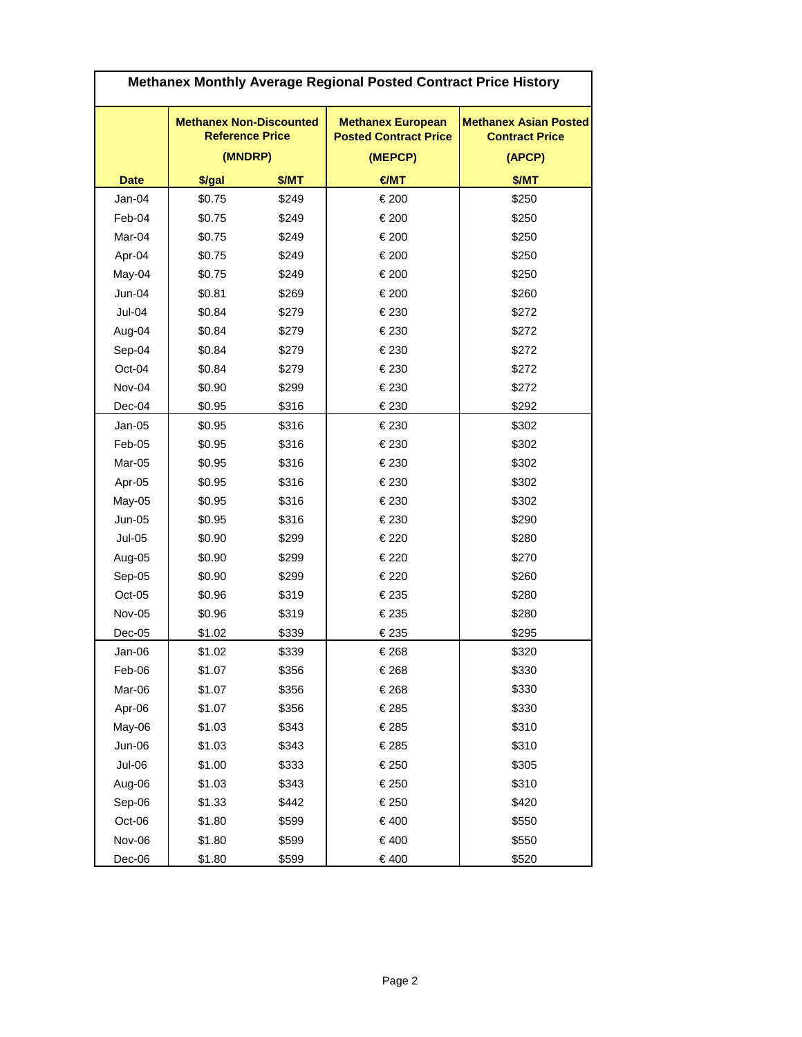# Methanex Monthly Average Regional Posted Contract Price History

| | Methanex Non-Discounted Reference Price (MNDRP) | | Methanex European Posted Contract Price (MEPCP) | Methanex Asian Posted Contract Price (APCP) |
|---|---|---|---|---|
| **Date** | **$/gal** | **$/MT** | **€/MT** | **$/MT** |
| Jan-04 | $0.75 | $249 | € 200 | $250 |
| Feb-04 | $0.75 | $249 | € 200 | $250 |
| Mar-04 | $0.75 | $249 | € 200 | $250 |
| Apr-04 | $0.75 | $249 | € 200 | $250 |
| May-04 | $0.75 | $249 | € 200 | $250 |
| Jun-04 | $0.81 | $269 | € 200 | $260 |
| Jul-04 | $0.84 | $279 | € 230 | $272 |
| Aug-04 | $0.84 | $279 | € 230 | $272 |
| Sep-04 | $0.84 | $279 | € 230 | $272 |
| Oct-04 | $0.84 | $279 | € 230 | $272 |
| Nov-04 | $0.90 | $299 | € 230 | $272 |
| Dec-04 | $0.95 | $316 | € 230 | $292 |
| Jan-05 | $0.95 | $316 | € 230 | $302 |
| Feb-05 | $0.95 | $316 | € 230 | $302 |
| Mar-05 | $0.95 | $316 | € 230 | $302 |
| Apr-05 | $0.95 | $316 | € 230 | $302 |
| May-05 | $0.95 | $316 | € 230 | $302 |
| Jun-05 | $0.95 | $316 | € 230 | $290 |
| Jul-05 | $0.90 | $299 | € 220 | $280 |
| Aug-05 | $0.90 | $299 | € 220 | $270 |
| Sep-05 | $0.90 | $299 | € 220 | $260 |
| Oct-05 | $0.96 | $319 | € 235 | $280 |
| Nov-05 | $0.96 | $319 | € 235 | $280 |
| Dec-05 | $1.02 | $339 | € 235 | $295 |
| Jan-06 | $1.02 | $339 | € 268 | $320 |
| Feb-06 | $1.07 | $356 | € 268 | $330 |
| Mar-06 | $1.07 | $356 | € 268 | $330 |
| Apr-06 | $1.07 | $356 | € 285 | $330 |
| May-06 | $1.03 | $343 | € 285 | $310 |
| Jun-06 | $1.03 | $343 | € 285 | $310 |
| Jul-06 | $1.00 | $333 | € 250 | $305 |
| Aug-06 | $1.03 | $343 | € 250 | $310 |
| Sep-06 | $1.33 | $442 | € 250 | $420 |
| Oct-06 | $1.80 | $599 | € 400 | $550 |
| Nov-06 | $1.80 | $599 | € 400 | $550 |
| Dec-06 | $1.80 | $599 | € 400 | $520 |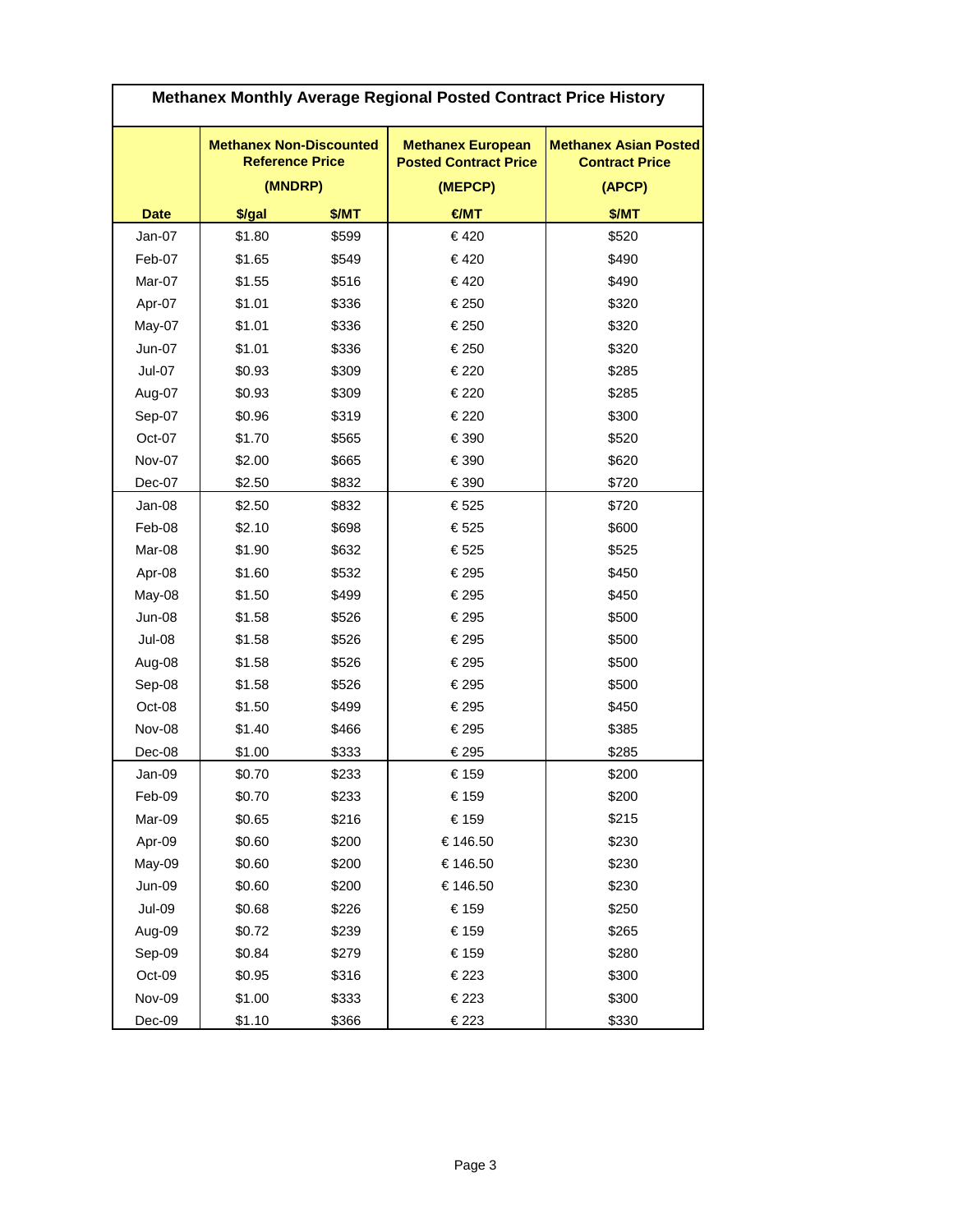# Methanex Monthly Average Regional Posted Contract Price History

| Date | Methanex Non-Discounted Reference Price (MNDRP) | | Methanex European Posted Contract Price (MEPCP) | Methanex Asian Posted Contract Price (APCP) |
|---|---|---|---|---|
| | $/gal | $/MT | €/MT | $/MT |
| Jan-07 | $1.80 | $599 | € 420 | $520 |
| Feb-07 | $1.65 | $549 | € 420 | $490 |
| Mar-07 | $1.55 | $516 | € 420 | $490 |
| Apr-07 | $1.01 | $336 | € 250 | $320 |
| May-07 | $1.01 | $336 | € 250 | $320 |
| Jun-07 | $1.01 | $336 | € 250 | $320 |
| Jul-07 | $0.93 | $309 | € 220 | $285 |
| Aug-07 | $0.93 | $309 | € 220 | $285 |
| Sep-07 | $0.96 | $319 | € 220 | $300 |
| Oct-07 | $1.70 | $565 | € 390 | $520 |
| Nov-07 | $2.00 | $665 | € 390 | $620 |
| Dec-07 | $2.50 | $832 | € 390 | $720 |
| Jan-08 | $2.50 | $832 | € 525 | $720 |
| Feb-08 | $2.10 | $698 | € 525 | $600 |
| Mar-08 | $1.90 | $632 | € 525 | $525 |
| Apr-08 | $1.60 | $532 | € 295 | $450 |
| May-08 | $1.50 | $499 | € 295 | $450 |
| Jun-08 | $1.58 | $526 | € 295 | $500 |
| Jul-08 | $1.58 | $526 | € 295 | $500 |
| Aug-08 | $1.58 | $526 | € 295 | $500 |
| Sep-08 | $1.58 | $526 | € 295 | $500 |
| Oct-08 | $1.50 | $499 | € 295 | $450 |
| Nov-08 | $1.40 | $466 | € 295 | $385 |
| Dec-08 | $1.00 | $333 | € 295 | $285 |
| Jan-09 | $0.70 | $233 | € 159 | $200 |
| Feb-09 | $0.70 | $233 | € 159 | $200 |
| Mar-09 | $0.65 | $216 | € 159 | $215 |
| Apr-09 | $0.60 | $200 | € 146.50 | $230 |
| May-09 | $0.60 | $200 | € 146.50 | $230 |
| Jun-09 | $0.60 | $200 | € 146.50 | $230 |
| Jul-09 | $0.68 | $226 | € 159 | $250 |
| Aug-09 | $0.72 | $239 | € 159 | $265 |
| Sep-09 | $0.84 | $279 | € 159 | $280 |
| Oct-09 | $0.95 | $316 | € 223 | $300 |
| Nov-09 | $1.00 | $333 | € 223 | $300 |
| Dec-09 | $1.10 | $366 | € 223 | $330 |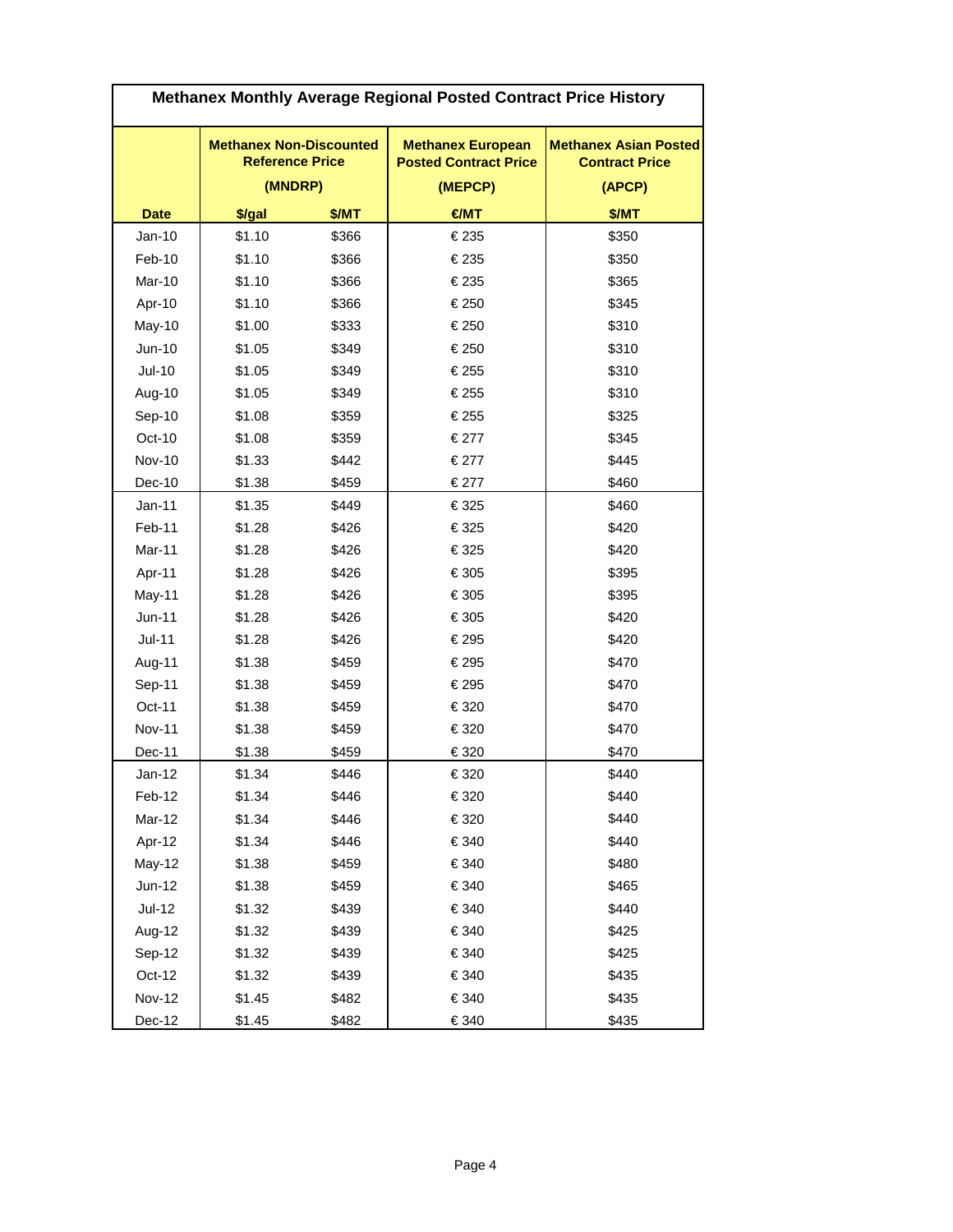# Methanex Monthly Average Regional Posted Contract Price History

| | Methanex Non-Discounted Reference Price (MNDRP) | | Methanex European Posted Contract Price (MEPCP) | Methanex Asian Posted Contract Price (APCP) |
|---|---|---|---|---|
| **Date** | **$/gal** | **$/MT** | **€/MT** | **$/MT** |
| Jan-10 | $1.10 | $366 | € 235 | $350 |
| Feb-10 | $1.10 | $366 | € 235 | $350 |
| Mar-10 | $1.10 | $366 | € 235 | $365 |
| Apr-10 | $1.10 | $366 | € 250 | $345 |
| May-10 | $1.00 | $333 | € 250 | $310 |
| Jun-10 | $1.05 | $349 | € 250 | $310 |
| Jul-10 | $1.05 | $349 | € 255 | $310 |
| Aug-10 | $1.05 | $349 | € 255 | $310 |
| Sep-10 | $1.08 | $359 | € 255 | $325 |
| Oct-10 | $1.08 | $359 | € 277 | $345 |
| Nov-10 | $1.33 | $442 | € 277 | $445 |
| Dec-10 | $1.38 | $459 | € 277 | $460 |
| Jan-11 | $1.35 | $449 | € 325 | $460 |
| Feb-11 | $1.28 | $426 | € 325 | $420 |
| Mar-11 | $1.28 | $426 | € 325 | $420 |
| Apr-11 | $1.28 | $426 | € 305 | $395 |
| May-11 | $1.28 | $426 | € 305 | $395 |
| Jun-11 | $1.28 | $426 | € 305 | $420 |
| Jul-11 | $1.28 | $426 | € 295 | $420 |
| Aug-11 | $1.38 | $459 | € 295 | $470 |
| Sep-11 | $1.38 | $459 | € 295 | $470 |
| Oct-11 | $1.38 | $459 | € 320 | $470 |
| Nov-11 | $1.38 | $459 | € 320 | $470 |
| Dec-11 | $1.38 | $459 | € 320 | $470 |
| Jan-12 | $1.34 | $446 | € 320 | $440 |
| Feb-12 | $1.34 | $446 | € 320 | $440 |
| Mar-12 | $1.34 | $446 | € 320 | $440 |
| Apr-12 | $1.34 | $446 | € 340 | $440 |
| May-12 | $1.38 | $459 | € 340 | $480 |
| Jun-12 | $1.38 | $459 | € 340 | $465 |
| Jul-12 | $1.32 | $439 | € 340 | $440 |
| Aug-12 | $1.32 | $439 | € 340 | $425 |
| Sep-12 | $1.32 | $439 | € 340 | $425 |
| Oct-12 | $1.32 | $439 | € 340 | $435 |
| Nov-12 | $1.45 | $482 | € 340 | $435 |
| Dec-12 | $1.45 | $482 | € 340 | $435 |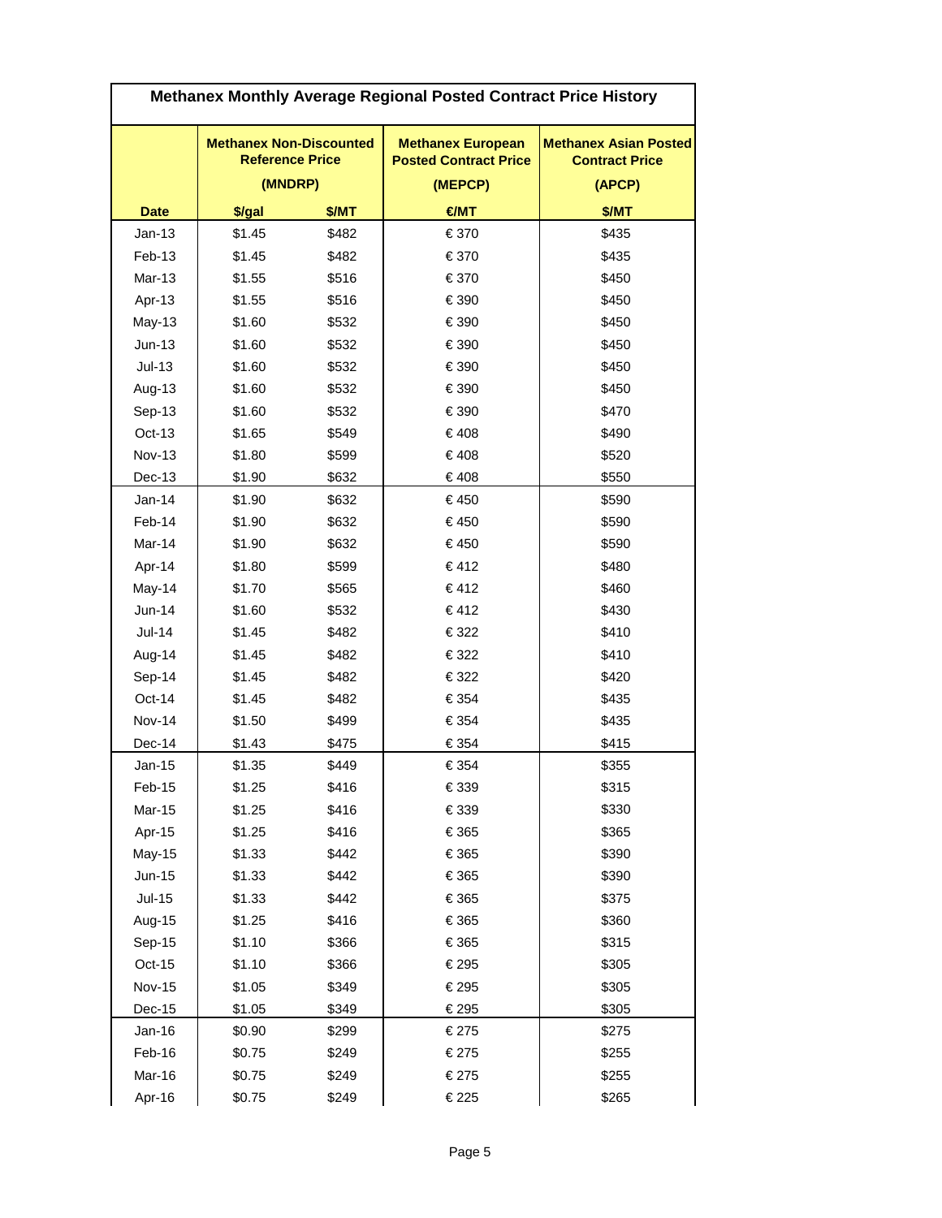# Methanex Monthly Average Regional Posted Contract Price History

| Date | Methanex Non-Discounted Reference Price (MNDRP) | | Methanex European Posted Contract Price (MEPCP) | Methanex Asian Posted Contract Price (APCP) |
|---|---|---|---|---|
| | $/gal | $/MT | €/MT | $/MT |
| Jan-13 | $1.45 | $482 | € 370 | $435 |
| Feb-13 | $1.45 | $482 | € 370 | $435 |
| Mar-13 | $1.55 | $516 | € 370 | $450 |
| Apr-13 | $1.55 | $516 | € 390 | $450 |
| May-13 | $1.60 | $532 | € 390 | $450 |
| Jun-13 | $1.60 | $532 | € 390 | $450 |
| Jul-13 | $1.60 | $532 | € 390 | $450 |
| Aug-13 | $1.60 | $532 | € 390 | $450 |
| Sep-13 | $1.60 | $532 | € 390 | $470 |
| Oct-13 | $1.65 | $549 | € 408 | $490 |
| Nov-13 | $1.80 | $599 | € 408 | $520 |
| Dec-13 | $1.90 | $632 | € 408 | $550 |
| Jan-14 | $1.90 | $632 | € 450 | $590 |
| Feb-14 | $1.90 | $632 | € 450 | $590 |
| Mar-14 | $1.90 | $632 | € 450 | $590 |
| Apr-14 | $1.80 | $599 | € 412 | $480 |
| May-14 | $1.70 | $565 | € 412 | $460 |
| Jun-14 | $1.60 | $532 | € 412 | $430 |
| Jul-14 | $1.45 | $482 | € 322 | $410 |
| Aug-14 | $1.45 | $482 | € 322 | $410 |
| Sep-14 | $1.45 | $482 | € 322 | $420 |
| Oct-14 | $1.45 | $482 | € 354 | $435 |
| Nov-14 | $1.50 | $499 | € 354 | $435 |
| Dec-14 | $1.43 | $475 | € 354 | $415 |
| Jan-15 | $1.35 | $449 | € 354 | $355 |
| Feb-15 | $1.25 | $416 | € 339 | $315 |
| Mar-15 | $1.25 | $416 | € 339 | $330 |
| Apr-15 | $1.25 | $416 | € 365 | $365 |
| May-15 | $1.33 | $442 | € 365 | $390 |
| Jun-15 | $1.33 | $442 | € 365 | $390 |
| Jul-15 | $1.33 | $442 | € 365 | $375 |
| Aug-15 | $1.25 | $416 | € 365 | $360 |
| Sep-15 | $1.10 | $366 | € 365 | $315 |
| Oct-15 | $1.10 | $366 | € 295 | $305 |
| Nov-15 | $1.05 | $349 | € 295 | $305 |
| Dec-15 | $1.05 | $349 | € 295 | $305 |
| Jan-16 | $0.90 | $299 | € 275 | $275 |
| Feb-16 | $0.75 | $249 | € 275 | $255 |
| Mar-16 | $0.75 | $249 | € 275 | $255 |
| Apr-16 | $0.75 | $249 | € 225 | $265 |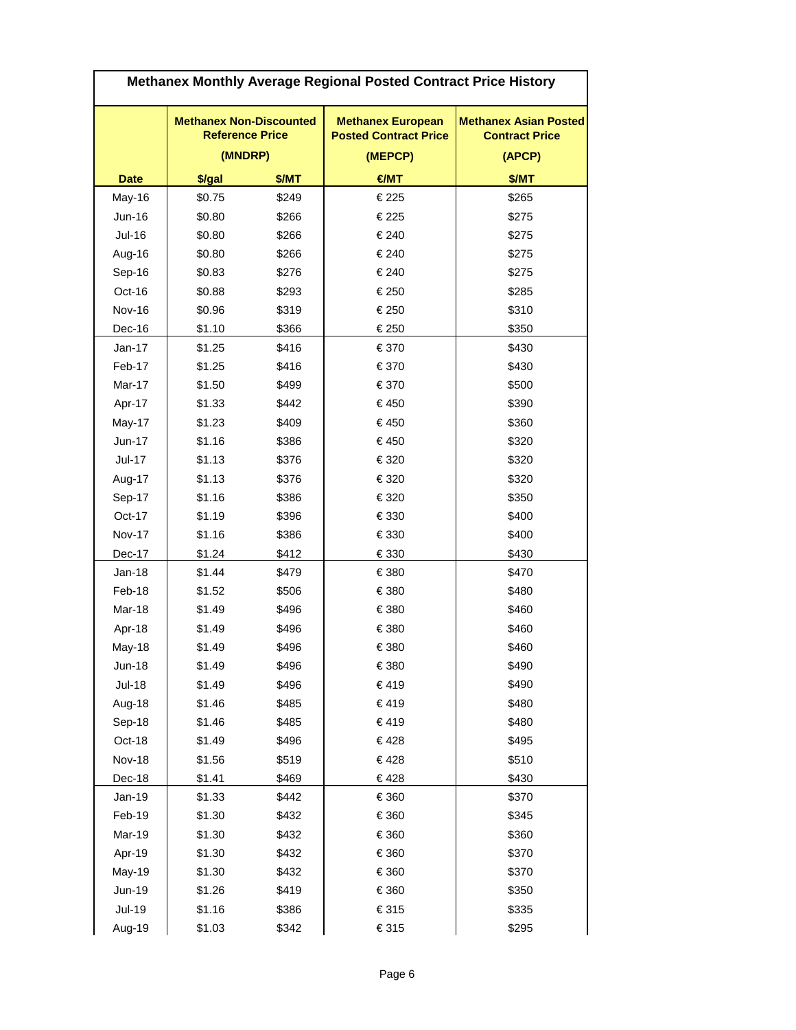# Methanex Monthly Average Regional Posted Contract Price History

| | Methanex Non-Discounted Reference Price (MNDRP) | | Methanex European Posted Contract Price (MEPCP) | Methanex Asian Posted Contract Price (APCP) |
|---|---|---|---|---|
| Date | $/gal | $/MT | €/MT | $/MT |
| May-16 | $0.75 | $249 | € 225 | $265 |
| Jun-16 | $0.80 | $266 | € 225 | $275 |
| Jul-16 | $0.80 | $266 | € 240 | $275 |
| Aug-16 | $0.80 | $266 | € 240 | $275 |
| Sep-16 | $0.83 | $276 | € 240 | $275 |
| Oct-16 | $0.88 | $293 | € 250 | $285 |
| Nov-16 | $0.96 | $319 | € 250 | $310 |
| Dec-16 | $1.10 | $366 | € 250 | $350 |
| Jan-17 | $1.25 | $416 | € 370 | $430 |
| Feb-17 | $1.25 | $416 | € 370 | $430 |
| Mar-17 | $1.50 | $499 | € 370 | $500 |
| Apr-17 | $1.33 | $442 | € 450 | $390 |
| May-17 | $1.23 | $409 | € 450 | $360 |
| Jun-17 | $1.16 | $386 | € 450 | $320 |
| Jul-17 | $1.13 | $376 | € 320 | $320 |
| Aug-17 | $1.13 | $376 | € 320 | $320 |
| Sep-17 | $1.16 | $386 | € 320 | $350 |
| Oct-17 | $1.19 | $396 | € 330 | $400 |
| Nov-17 | $1.16 | $386 | € 330 | $400 |
| Dec-17 | $1.24 | $412 | € 330 | $430 |
| Jan-18 | $1.44 | $479 | € 380 | $470 |
| Feb-18 | $1.52 | $506 | € 380 | $480 |
| Mar-18 | $1.49 | $496 | € 380 | $460 |
| Apr-18 | $1.49 | $496 | € 380 | $460 |
| May-18 | $1.49 | $496 | € 380 | $460 |
| Jun-18 | $1.49 | $496 | € 380 | $490 |
| Jul-18 | $1.49 | $496 | € 419 | $490 |
| Aug-18 | $1.46 | $485 | € 419 | $480 |
| Sep-18 | $1.46 | $485 | € 419 | $480 |
| Oct-18 | $1.49 | $496 | € 428 | $495 |
| Nov-18 | $1.56 | $519 | € 428 | $510 |
| Dec-18 | $1.41 | $469 | € 428 | $430 |
| Jan-19 | $1.33 | $442 | € 360 | $370 |
| Feb-19 | $1.30 | $432 | € 360 | $345 |
| Mar-19 | $1.30 | $432 | € 360 | $360 |
| Apr-19 | $1.30 | $432 | € 360 | $370 |
| May-19 | $1.30 | $432 | € 360 | $370 |
| Jun-19 | $1.26 | $419 | € 360 | $350 |
| Jul-19 | $1.16 | $386 | € 315 | $335 |
| Aug-19 | $1.03 | $342 | € 315 | $295 |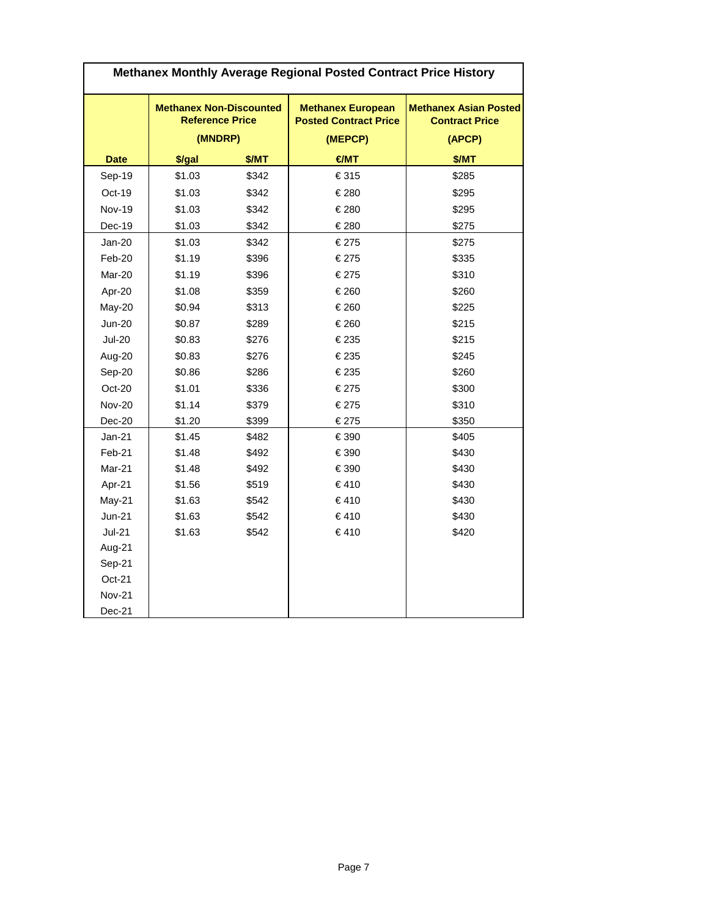## Methanex Monthly Average Regional Posted Contract Price History

| | Methanex Non-Discounted Reference Price (MNDRP) | | Methanex European Posted Contract Price (MEPCP) | Methanex Asian Posted Contract Price (APCP) |
|---|---|---|---|---|
| **Date** | **$/gal** | **$/MT** | **€/MT** | **$/MT** |
| Sep-19 | $1.03 | $342 | € 315 | $285 |
| Oct-19 | $1.03 | $342 | € 280 | $295 |
| Nov-19 | $1.03 | $342 | € 280 | $295 |
| Dec-19 | $1.03 | $342 | € 280 | $275 |
| Jan-20 | $1.03 | $342 | € 275 | $275 |
| Feb-20 | $1.19 | $396 | € 275 | $335 |
| Mar-20 | $1.19 | $396 | € 275 | $310 |
| Apr-20 | $1.08 | $359 | € 260 | $260 |
| May-20 | $0.94 | $313 | € 260 | $225 |
| Jun-20 | $0.87 | $289 | € 260 | $215 |
| Jul-20 | $0.83 | $276 | € 235 | $215 |
| Aug-20 | $0.83 | $276 | € 235 | $245 |
| Sep-20 | $0.86 | $286 | € 235 | $260 |
| Oct-20 | $1.01 | $336 | € 275 | $300 |
| Nov-20 | $1.14 | $379 | € 275 | $310 |
| Dec-20 | $1.20 | $399 | € 275 | $350 |
| Jan-21 | $1.45 | $482 | € 390 | $405 |
| Feb-21 | $1.48 | $492 | € 390 | $430 |
| Mar-21 | $1.48 | $492 | € 390 | $430 |
| Apr-21 | $1.56 | $519 | € 410 | $430 |
| May-21 | $1.63 | $542 | € 410 | $430 |
| Jun-21 | $1.63 | $542 | € 410 | $430 |
| Jul-21 | $1.63 | $542 | € 410 | $420 |
| Aug-21 | | | | |
| Sep-21 | | | | |
| Oct-21 | | | | |
| Nov-21 | | | | |
| Dec-21 | | | | |